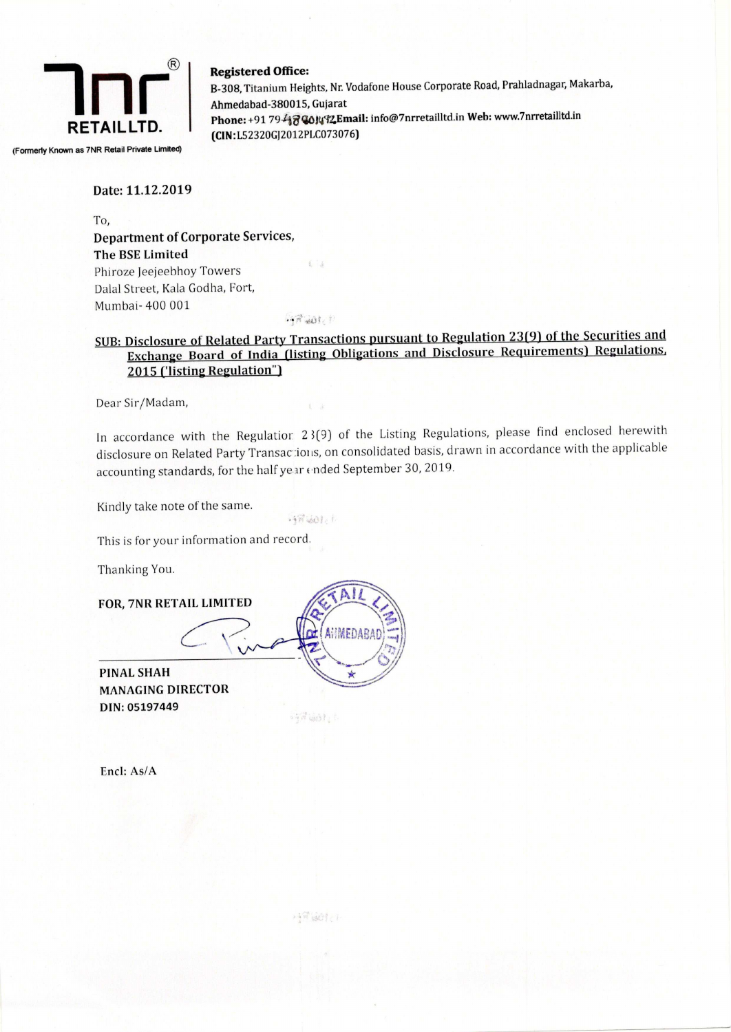7nr® RETAIL LTD.

(Formerly Known as 7NR Retail Private Limited)

**Registered Office:**
B-308, Titanium Heights, Nr. Vodafone House Corporate Road, Prahladnagar, Makarba, Ahmedabad-380015, Gujarat
**Phone:** +91 79-48904142 **Email:** info@7nrretailltd.in **Web:** www.7nrretailltd.in
**(CIN:** L52320GJ2012PLC073076**)**

**Date: 11.12.2019**

To,
**Department of Corporate Services,**
**The BSE Limited**
Phiroze Jeejeebhoy Towers
Dalal Street, Kala Godha, Fort,
Mumbai- 400 001

**SUB: Disclosure of Related Party Transactions pursuant to Regulation 23(9) of the Securities and Exchange Board of India (listing Obligations and Disclosure Requirements) Regulations, 2015 ('listing Regulation")**

Dear Sir/Madam,

In accordance with the Regulation 23(9) of the Listing Regulations, please find enclosed herewith disclosure on Related Party Transactions, on consolidated basis, drawn in accordance with the applicable accounting standards, for the half year ended September 30, 2019.

Kindly take note of the same.

This is for your information and record.

Thanking You.

**FOR, 7NR RETAIL LIMITED**

**PINAL SHAH**
**MANAGING DIRECTOR**
**DIN: 05197449**

Encl: As/A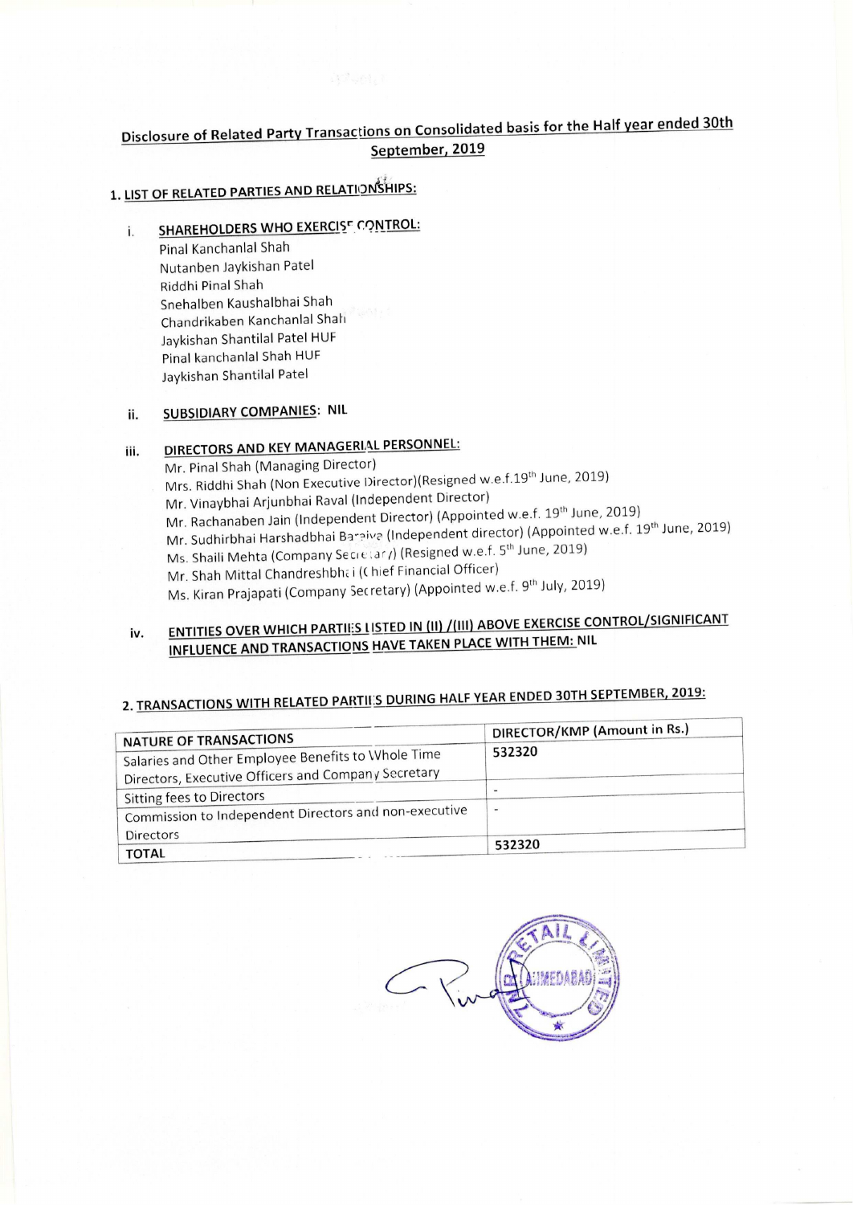## Disclosure of Related Party Transactions on Consolidated basis for the Half year ended 30th September, 2019

### 1. LIST OF RELATED PARTIES AND RELATIONSHIPS:

i. **SHAREHOLDERS WHO EXERCISE CONTROL:**

Pinal Kanchanlal Shah
Nutanben Jaykishan Patel
Riddhi Pinal Shah
Snehalben Kaushalbhai Shah
Chandrikaben Kanchanlal Shah
Jaykishan Shantilal Patel HUF
Pinal kanchanlal Shah HUF
Jaykishan Shantilal Patel

ii. **SUBSIDIARY COMPANIES:** NIL

iii. **DIRECTORS AND KEY MANAGERIAL PERSONNEL:**

Mr. Pinal Shah (Managing Director)
Mrs. Riddhi Shah (Non Executive Director)(Resigned w.e.f.19th June, 2019)
Mr. Vinaybhai Arjunbhai Raval (Independent Director)
Mr. Rachanaben Jain (Independent Director) (Appointed w.e.f. 19th June, 2019)
Mr. Sudhirbhai Harshadbhai Baraiya (Independent director) (Appointed w.e.f. 19th June, 2019)
Ms. Shaili Mehta (Company Secretary) (Resigned w.e.f. 5th June, 2019)
Mr. Shah Mittal Chandreshbhai (Chief Financial Officer)
Ms. Kiran Prajapati (Company Secretary) (Appointed w.e.f. 9th July, 2019)

iv. **ENTITIES OVER WHICH PARTIES LISTED IN (II) /(III) ABOVE EXERCISE CONTROL/SIGNIFICANT INFLUENCE AND TRANSACTIONS HAVE TAKEN PLACE WITH THEM:** NIL

### 2. TRANSACTIONS WITH RELATED PARTIES DURING HALF YEAR ENDED 30TH SEPTEMBER, 2019:

| NATURE OF TRANSACTIONS | DIRECTOR/KMP (Amount in Rs.) |
|---|---|
| Salaries and Other Employee Benefits to Whole Time Directors, Executive Officers and Company Secretary | 532320 |
| Sitting fees to Directors | - |
| Commission to Independent Directors and non-executive Directors | - |
| TOTAL | 532320 |